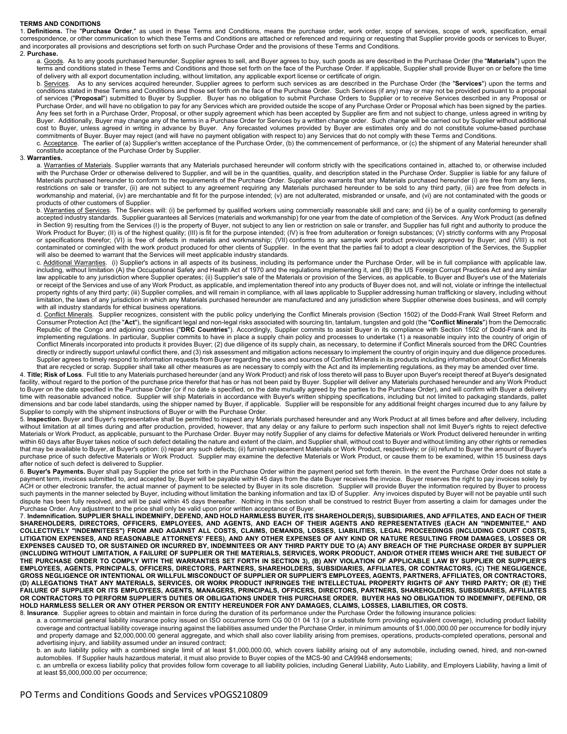**TERMS AND CONDITIONS**

1. **Definitions.** The "**Purchase Order**," as used in these Terms and Conditions, means the purchase order, work order, scope of services, scope of work, specification, email correspondence, or other communication to which these Terms and Conditions are attached or referenced and requiring or requesting that Supplier provide goods or services to Buyer, and incorporates all provisions and descriptions set forth on such Purchase Order and the provisions of these Terms and Conditions.

2. **Purchase.**

a. Goods. As to any goods purchased hereunder, Supplier agrees to sell, and Buyer agrees to buy, such goods as are described in the Purchase Order (the "**Materials**") upon the terms and conditions stated in these Terms and Conditions and those set forth on the face of the Purchase Order. If applicable, Supplier shall provide Buyer on or before the time of delivery with all export documentation including, without limitation, any applicable export license or certificate of origin.

b. Services. As to any services acquired hereunder, Supplier agrees to perform such services as are described in the Purchase Order (the "**Services**") upon the terms and conditions stated in these Terms and Conditions and those set forth on the face of the Purchase Order. Such Services (if any) may or may not be provided pursuant to a proposal of services ("**Proposal**") submitted to Buyer by Supplier. Buyer has no obligation to submit Purchase Orders to Supplier or to receive Services described in any Proposal or Purchase Order, and will have no obligation to pay for any Services which are provided outside the scope of any Purchase Order or Proposal which has been signed by the parties. Any fees set forth in a Purchase Order, Proposal, or other supply agreement which has been accepted by Supplier are firm and not subject to change, unless agreed in writing by Buyer. Additionally, Buyer may change any of the terms in a Purchase Order for Services by a written change order. Such change will be carried out by Supplier without additional cost to Buyer, unless agreed in writing in advance by Buyer. Any forecasted volumes provided by Buyer are estimates only and do not constitute volume-based purchase commitments of Buyer. Buyer may reject (and will have no payment obligation with respect to) any Services that do not comply with these Terms and Conditions.

c. Acceptance. The earlier of (a) Supplier's written acceptance of the Purchase Order, (b) the commencement of performance, or (c) the shipment of any Material hereunder shall constitute acceptance of the Purchase Order by Supplier.

3. **Warranties.**

a. Warranties of Materials. Supplier warrants that any Materials purchased hereunder will conform strictly with the specifications contained in, attached to, or otherwise included with the Purchase Order or otherwise delivered to Supplier, and will be in the quantities, quality, and description stated in the Purchase Order. Supplier is liable for any failure of Materials purchased hereunder to conform to the requirements of the Purchase Order. Supplier also warrants that any Materials purchased hereunder (i) are free from any liens, restrictions on sale or transfer, (ii) are not subject to any agreement requiring any Materials purchased hereunder to be sold to any third party, (iii) are free from defects in workmanship and material, (iv) are merchantable and fit for the purpose intended; (v) are not adulterated, misbranded or unsafe, and (vi) are not contaminated with the goods or products of other customers of Supplier.

b. Warranties of Services. The Services will: (i) be performed by qualified workers using commercially reasonable skill and care; and (ii) be of a quality conforming to generally accepted industry standards. Supplier guarantees all Services (materials and workmanship) for one year from the date of completion of the Services. Any Work Product (as defined in Section 9) resulting from the Services (I) is the property of Buyer, not subject to any lien or restriction on sale or transfer, and Supplier has full right and authority to produce the Work Product for Buyer; (II) is of the highest quality; (III) is fit for the purpose intended; (IV) is free from adulteration or foreign substances; (V) strictly conforms with any Proposal or specifications therefor; (VI) is free of defects in materials and workmanship; (VII) conforms to any sample work product previously approved by Buyer; and (VIII) is not contaminated or comingled with the work product produced for other clients of Supplier. In the event that the parties fail to adopt a clear description of the Services, the Supplier will also be deemed to warrant that the Services will meet applicable industry standards.

c. Additional Warranties. (i) Supplier's actions in all aspects of its business, including its performance under the Purchase Order, will be in full compliance with applicable law, including, without limitation (A) the Occupational Safety and Health Act of 1970 and the regulations implementing it, and (B) the US Foreign Corrupt Practices Act and any similar law applicable to any jurisdiction where Supplier operates; (ii) Supplier's sale of the Materials or provision of the Services, as applicable, to Buyer and Buyer's use of the Materials or receipt of the Services and use of any Work Product, as applicable, and implementation thereof into any products of Buyer does not, and will not, violate or infringe the intellectual property rights of any third party; (iii) Supplier complies, and will remain in compliance, with all laws applicable to Supplier addressing human trafficking or slavery, including without limitation, the laws of any jurisdiction in which any Materials purchased hereunder are manufactured and any jurisdiction where Supplier otherwise does business, and will comply with all industry standards for ethical business operations.

d. Conflict Minerals. Supplier recognizes, consistent with the public policy underlying the Conflict Minerals provision (Section 1502) of the Dodd-Frank Wall Street Reform and Consumer Protection Act (the "**Act**"), the significant legal and non-legal risks associated with sourcing tin, tantalum, tungsten and gold (the "**Conflict Minerals**") from the Democratic Republic of the Congo and adjoining countries ("**DRC Countries**"). Accordingly, Supplier commits to assist Buyer in its compliance with Section 1502 of Dodd-Frank and its implementing regulations. In particular, Supplier commits to have in place a supply chain policy and processes to undertake (1) a reasonable inquiry into the country of origin of Conflict Minerals incorporated into products it provides Buyer; (2) due diligence of its supply chain, as necessary, to determine if Conflict Minerals sourced from the DRC Countries directly or indirectly support unlawful conflict there, and (3) risk assessment and mitigation actions necessary to implement the country of origin inquiry and due diligence procedures. Supplier agrees to timely respond to information requests from Buyer regarding the uses and sources of Conflict Minerals in its products including information about Conflict Minerals that are recycled or scrap. Supplier shall take all other measures as are necessary to comply with the Act and its implementing regulations, as they may be amended over time.

4. **Title; Risk of Loss**. Full title to any Materials purchased hereunder (and any Work Product) and risk of loss thereto will pass to Buyer upon Buyer's receipt thereof at Buyer's designated facility, without regard to the portion of the purchase price therefor that has or has not been paid by Buyer. Supplier will deliver any Materials purchased hereunder and any Work Product to Buyer on the date specified in the Purchase Order (or if no date is specified, on the date mutually agreed by the parties to the Purchase Order), and will confirm with Buyer a delivery time with reasonable advanced notice. Supplier will ship Materials in accordance with Buyer's written shipping specifications, including but not limited to packaging standards, pallet dimensions and bar code label standards, using the shipper named by Buyer, if applicable. Supplier will be responsible for any additional freight charges incurred due to any failure by Supplier to comply with the shipment instructions of Buyer or with the Purchase Order.

5. **Inspection.** Buyer and Buyer's representative shall be permitted to inspect any Materials purchased hereunder and any Work Product at all times before and after delivery, including without limitation at all times during and after production, provided, however, that any delay or any failure to perform such inspection shall not limit Buyer's rights to reject defective Materials or Work Product, as applicable, pursuant to the Purchase Order. Buyer may notify Supplier of any claims for defective Materials or Work Product delivered hereunder in writing within 60 days after Buyer takes notice of such defect detailing the nature and extent of the claim, and Supplier shall, without cost to Buyer and without limiting any other rights or remedies that may be available to Buyer, at Buyer's option: (i) repair any such defects; (ii) furnish replacement Materials or Work Product, respectively; or (iii) refund to Buyer the amount of Buyer's purchase price of such defective Materials or Work Product. Supplier may examine the defective Materials or Work Product, or cause them to be examined, within 15 business days after notice of such defect is delivered to Supplier.

6. **Buyer's Payments.** Buyer shall pay Supplier the price set forth in the Purchase Order within the payment period set forth therein. In the event the Purchase Order does not state a payment term, invoices submitted to, and accepted by, Buyer will be payable within 45 days from the date Buyer receives the invoice. Buyer reserves the right to pay invoices solely by ACH or other electronic transfer, the actual manner of payment to be selected by Buyer in its sole discretion. Supplier will provide Buyer the information required by Buyer to process such payments in the manner selected by Buyer, including without limitation the banking information and tax ID of Supplier. Any invoices disputed by Buyer will not be payable until such dispute has been fully resolved, and will be paid within 45 days thereafter. Nothing in this section shall be construed to restrict Buyer from asserting a claim for damages under the Purchase Order. Any adjustment to the price shall only be valid upon prior written acceptance of Buyer.

7. **Indemnification. SUPPLIER SHALL INDEMNIFY, DEFEND, AND HOLD HARMLESS BUYER, ITS SHAREHOLDER(S), SUBSIDIARIES, AND AFFILATES, AND EACH OF THEIR SHAREHOLDERS, DIRECTORS, OFFICERS, EMPLOYEES, AND AGENTS, AND EACH OF THEIR AGENTS AND REPRESENTATIVES (EACH AN "INDEMNITEE," AND COLLECTIVELY "INDEMNITEES") FROM AND AGAINST ALL COSTS, CLAIMS, DEMANDS, LOSSES, LIABILITIES, LEGAL PROCEEDINGS (INCLUDING COURT COSTS, LITIGATION EXPENSES, AND REASONABLE ATTORNEYS' FEES), AND ANY OTHER EXPENSES OF ANY KIND OR NATURE RESULTING FROM DAMAGES, LOSSES OR EXPENSES CAUSED TO, OR SUSTAINED OR INCURRED BY, INDEMNITEES OR ANY THIRD PARTY DUE TO (A) ANY BREACH OF THE PURCHASE ORDER BY SUPPLIER (INCLUDING WITHOUT LIMITATION, A FAILURE OF SUPPLIER OR THE MATERIALS, SERVICES, WORK PRODUCT, AND/OR OTHER ITEMS WHICH ARE THE SUBJECT OF THE PURCHASE ORDER TO COMPLY WITH THE WARRANTIES SET FORTH IN SECTION 3), (B) ANY VIOLATION OF APPLICABLE LAW BY SUPPLIER OR SUPPLIER'S EMPLOYEES, AGENTS, PRINCIPALS, OFFICERS, DIRECTORS, PARTNERS, SHAREHOLDERS, SUBSIDIARIES, AFFILIATES, OR CONTRACTORS, (C) THE NEGLIGENCE, GROSS NEGLIGENCE OR INTENTIONAL OR WILLFUL MISCONDUCT OF SUPPLIER OR SUPPLIER'S EMPLOYEES, AGENTS, PARTNERS, AFFILIATES, OR CONTRACTORS, (D) ALLEGATIONS THAT ANY MATERIALS, SERVICES, OR WORK PRODUCT INFRINGES THE INTELLECTUAL PROPERTY RIGHTS OF ANY THIRD PARTY; OR (E) THE FAILURE OF SUPPLIER OR ITS EMPLOYEES, AGENTS, MANAGERS, PRINCIPALS, OFFICERS, DIRECTORS, PARTNERS, SHAREHOLDERS, SUBSIDIARIES, AFFILIATES OR CONTRACTORS TO PERFORM SUPPLIER'S DUTIES OR OBLIGATIONS UNDER THIS PURCHASE ORDER. BUYER HAS NO OBLIGATION TO INDEMNIFY, DEFEND, OR HOLD HARMLESS SELLER OR ANY OTHER PERSON OR ENTITY HEREUNDER FOR ANY DAMAGES, CLAIMS, LOSSES, LIABILITIES, OR COSTS.**

8. **Insurance**. Supplier agrees to obtain and maintain in force during the duration of its performance under the Purchase Order the following insurance policies:

a. a commercial general liability insurance policy issued on ISO occurrence form CG 00 01 04 13 (or a substitute form providing equivalent coverage), including product liability coverage and contractual liability coverage insuring against the liabilities assumed under the Purchase Order, in minimum amounts of $1,000,000.00 per occurrence for bodily injury and property damage and $2,000,000.00 general aggregate, and which shall also cover liability arising from premises, operations, products-completed operations, personal and advertising injury, and liability assumed under an insured contract;

b. an auto liability policy with a combined single limit of at least $1,000,000.00, which covers liability arising out of any automobile, including owned, hired, and non-owned automobiles. If Supplier hauls hazardous material, it must also provide to Buyer copies of the MCS-90 and CA9948 endorsements;

c. an umbrella or excess liability policy that provides follow form coverage to all liability policies, including General Liability, Auto Liability, and Employers Liability, having a limit of at least $5,000,000.00 per occurrence;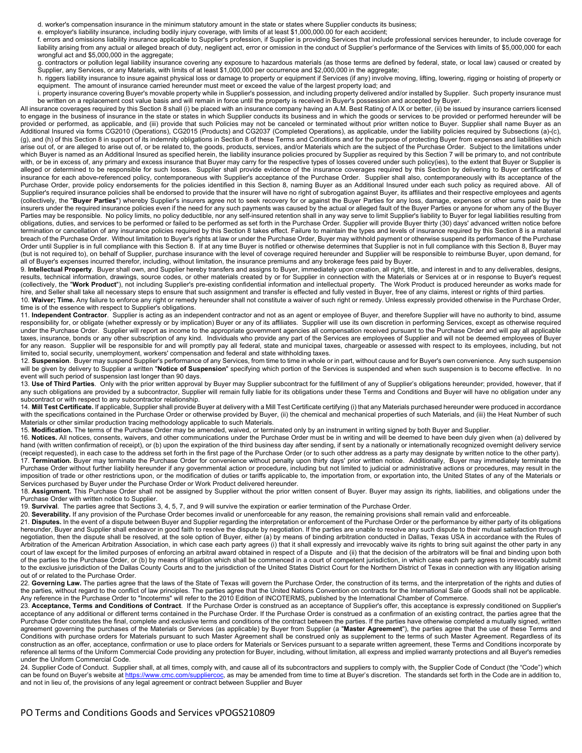d. worker's compensation insurance in the minimum statutory amount in the state or states where Supplier conducts its business;

e. employer's liability insurance, including bodily injury coverage, with limits of at least $1,000,000.00 for each accident;

f. errors and omissions liability insurance applicable to Supplier's profession, if Supplier is providing Services that include professional services hereunder, to include coverage for liability arising from any actual or alleged breach of duty, negligent act, error or omission in the conduct of Supplier's performance of the Services with limits of $5,000,000 for each wrongful act and $5,000,000 in the aggregate;

g. contractors or pollution legal liability insurance covering any exposure to hazardous materials (as those terms are defined by federal, state, or local law) caused or created by Supplier, any Services, or any Materials, with limits of at least $1,000,000 per occurrence and $2,000,000 in the aggregate;

h. riggers liability insurance to insure against physical loss or damage to property or equipment if Services (if any) involve moving, lifting, lowering, rigging or hoisting of property or equipment. The amount of insurance carried hereunder must meet or exceed the value of the largest property load; and

i. property insurance covering Buyer's movable property while in Supplier's possession, and including property delivered and/or installed by Supplier. Such property insurance must be written on a replacement cost value basis and will remain in force until the property is received in Buyer's possession and accepted by Buyer.

All insurance coverages required by this Section 8 shall (i) be placed with an insurance company having an A.M. Best Rating of A IX or better, (ii) be issued by insurance carriers licensed to engage in the business of insurance in the state or states in which Supplier conducts its business and in which the goods or services to be provided or performed hereunder will be provided or performed, as applicable, and (iii) provide that such Policies may not be canceled or terminated without prior written notice to Buyer. Supplier shall name Buyer as an Additional Insured via forms CG2010 (Operations), CG2015 (Products) and CG2037 (Completed Operations), as applicable, under the liability policies required by Subsections (a)-(c), (g), and (h) of this Section 8 in support of its indemnity obligations in Section 8 of these Terms and Conditions and for the purpose of protecting Buyer from expenses and liabilities which arise out of, or are alleged to arise out of, or be related to, the goods, products, services, and/or Materials which are the subject of the Purchase Order. Subject to the limitations under which Buyer is named as an Additional Insured as specified herein, the liability insurance policies procured by Supplier as required by this Section 7 will be primary to, and not contribute with, or be in excess of, any primary and excess insurance that Buyer may carry for the respective types of losses covered under such policy(ies), to the extent that Buyer or Supplier is alleged or determined to be responsible for such losses. Supplier shall provide evidence of the insurance coverages required by this Section by delivering to Buyer certificates of insurance for each above-referenced policy, contemporaneous with Supplier's acceptance of the Purchase Order. Supplier shall also, contemporaneously with its acceptance of the Purchase Order, provide policy endorsements for the policies identified in this Section 8, naming Buyer as an Additional Insured under each such policy as required above. All of Supplier's required insurance policies shall be endorsed to provide that the insurer will have no right of subrogation against Buyer, its affiliates and their respective employees and agents (collectively, the "**Buyer Parties**") whereby Supplier's insurers agree not to seek recovery for or against the Buyer Parties for any loss, damage, expenses or other sums paid by the insurers under the required insurance policies even if the need for any such payments was caused by the actual or alleged fault of the Buyer Parties or anyone for whom any of the Buyer Parties may be responsible. No policy limits, no policy deductible, nor any self-insured retention shall in any way serve to limit Supplier's liability to Buyer for legal liabilities resulting from obligations, duties, and services to be performed or failed to be performed as set forth in the Purchase Order. Supplier will provide Buyer thirty (30) days' advanced written notice before termination or cancellation of any insurance policies required by this Section 8 takes effect. Failure to maintain the types and levels of insurance required by this Section 8 is a material breach of the Purchase Order. Without limitation to Buyer's rights at law or under the Purchase Order, Buyer may withhold payment or otherwise suspend its performance of the Purchase Order until Supplier is in full compliance with this Section 8. If at any time Buyer is notified or otherwise determines that Supplier is not in full compliance with this Section 8, Buyer may (but is not required to), on behalf of Supplier, purchase insurance with the level of coverage required hereunder and Supplier will be responsible to reimburse Buyer, upon demand, for all of Buyer's expenses incurred therefor, including, without limitation, the insurance premiums and any brokerage fees paid by Buyer.

9. **Intellectual Property**. Buyer shall own, and Supplier hereby transfers and assigns to Buyer, immediately upon creation, all right, title, and interest in and to any deliverables, designs, results, technical information, drawings, source codes, or other materials created by or for Supplier in connection with the Materials or Services at or in response to Buyer's request (collectively, the "**Work Product**"), not including Supplier's pre-existing confidential information and intellectual property. The Work Product is produced hereunder as works made for hire, and Seller shall take all necessary steps to ensure that such assignment and transfer is effected and fully vested in Buyer, free of any claims, interest or rights of third parties.

10. **Waiver; Time.** Any failure to enforce any right or remedy hereunder shall not constitute a waiver of such right or remedy. Unless expressly provided otherwise in the Purchase Order, time is of the essence with respect to Supplier's obligations.

11. **Independent Contractor**. Supplier is acting as an independent contractor and not as an agent or employee of Buyer, and therefore Supplier will have no authority to bind, assume responsibility for, or obligate (whether expressly or by implication) Buyer or any of its affiliates. Supplier will use its own discretion in performing Services, except as otherwise required under the Purchase Order. Supplier will report as income to the appropriate government agencies all compensation received pursuant to the Purchase Order and will pay all applicable taxes, insurance, bonds or any other subscription of any kind. Individuals who provide any part of the Services are employees of Supplier and will not be deemed employees of Buyer for any reason. Supplier will be responsible for and will promptly pay all federal, state and municipal taxes, chargeable or assessed with respect to its employees, including, but not limited to, social security, unemployment, workers' compensation and federal and state withholding taxes.

12. **Suspension**. Buyer may suspend Supplier's performance of any Services, from time to time in whole or in part, without cause and for Buyer's own convenience. Any such suspension will be given by delivery to Supplier a written "**Notice of Suspension**" specifying which portion of the Services is suspended and when such suspension is to become effective. In no event will such period of suspension last longer than 90 days.

13. **Use of Third Parties**. Only with the prior written approval by Buyer may Supplier subcontract for the fulfillment of any of Supplier's obligations hereunder; provided, however, that if any such obligations are provided by a subcontractor, Supplier will remain fully liable for its obligations under these Terms and Conditions and Buyer will have no obligation under any subcontract or with respect to any subcontractor relationship.

14. **Mill Test Certificate.** If applicable, Supplier shall provide Buyer at delivery with a Mill Test Certificate certifying (i) that any Materials purchased hereunder were produced in accordance with the specifications contained in the Purchase Order or otherwise provided by Buyer, (ii) the chemical and mechanical properties of such Materials, and (iii) the Heat Number of such Materials or other similar production tracing methodology applicable to such Materials.

15. **Modification.** The terms of the Purchase Order may be amended, waived, or terminated only by an instrument in writing signed by both Buyer and Supplier.

16. **Notices.** All notices, consents, waivers, and other communications under the Purchase Order must be in writing and will be deemed to have been duly given when (a) delivered by hand (with written confirmation of receipt), or (b) upon the expiration of the third business day after sending, if sent by a nationally or internationally recognized overnight delivery service (receipt requested), in each case to the address set forth in the first page of the Purchase Order (or to such other address as a party may designate by written notice to the other party).

17. **Termination.** Buyer may terminate the Purchase Order for convenience without penalty upon thirty days' prior written notice. Additionally, Buyer may immediately terminate the Purchase Order without further liability hereunder if any governmental action or procedure, including but not limited to judicial or administrative actions or procedures, may result in the imposition of trade or other restrictions upon, or the modification of duties or tariffs applicable to, the importation from, or exportation into, the United States of any of the Materials or Services purchased by Buyer under the Purchase Order or Work Product delivered hereunder.

18. **Assignment.** This Purchase Order shall not be assigned by Supplier without the prior written consent of Buyer. Buyer may assign its rights, liabilities, and obligations under the Purchase Order with written notice to Supplier.

19. **Survival**. The parties agree that Sections 3, 4, 5, 7, and 9 will survive the expiration or earlier termination of the Purchase Order.

20. **Severability.** If any provision of the Purchase Order becomes invalid or unenforceable for any reason, the remaining provisions shall remain valid and enforceable.

21. **Disputes.** In the event of a dispute between Buyer and Supplier regarding the interpretation or enforcement of the Purchase Order or the performance by either party of its obligations hereunder, Buyer and Supplier shall endeavor in good faith to resolve the dispute by negotiation. If the parties are unable to resolve any such dispute to their mutual satisfaction through negotiation, then the dispute shall be resolved, at the sole option of Buyer, either (a) by means of binding arbitration conducted in Dallas, Texas USA in accordance with the Rules of Arbitration of the American Arbitration Association, in which case each party agrees (i) that it shall expressly and irrevocably waive its rights to bring suit against the other party in any court of law except for the limited purposes of enforcing an arbitral award obtained in respect of a Dispute and (ii) that the decision of the arbitrators will be final and binding upon both of the parties to the Purchase Order, or (b) by means of litigation which shall be commenced in a court of competent jurisdiction, in which case each party agrees to irrevocably submit to the exclusive jurisdiction of the Dallas County Courts and to the jurisdiction of the United States District Court for the Northern District of Texas in connection with any litigation arising out of or related to the Purchase Order.

22. **Governing Law.** The parties agree that the laws of the State of Texas will govern the Purchase Order, the construction of its terms, and the interpretation of the rights and duties of the parties, without regard to the conflict of law principles. The parties agree that the United Nations Convention on contracts for the International Sale of Goods shall not be applicable. Any reference in the Purchase Order to "Incoterms" will refer to the 2010 Edition of INCOTERMS, published by the International Chamber of Commerce.

23. **Acceptance, Terms and Conditions of Contract**. If the Purchase Order is construed as an acceptance of Supplier's offer, this acceptance is expressly conditioned on Supplier's acceptance of any additional or different terms contained in the Purchase Order. If the Purchase Order is construed as a confirmation of an existing contract, the parties agree that the Purchase Order constitutes the final, complete and exclusive terms and conditions of the contract between the parties. If the parties have otherwise completed a mutually signed, written agreement governing the purchases of the Materials or Services (as applicable) by Buyer from Supplier (a "**Master Agreement**"), the parties agree that the use of these Terms and Conditions with purchase orders for Materials pursuant to such Master Agreement shall be construed only as supplement to the terms of such Master Agreement. Regardless of its construction as an offer, acceptance, confirmation or use to place orders for Materials or Services pursuant to a separate written agreement, these Terms and Conditions incorporate by reference all terms of the Uniform Commercial Code providing any protection for Buyer, including, without limitation, all express and implied warranty protections and all Buyer's remedies under the Uniform Commercial Code.

24. Supplier Code of Conduct. Supplier shall, at all times, comply with, and cause all of its subcontractors and suppliers to comply with, the Supplier Code of Conduct (the "Code") which can be found on Buyer's website at https://www.cmc.com/suppliercoc, as may be amended from time to time at Buyer's discretion. The standards set forth in the Code are in addition to, and not in lieu of, the provisions of any legal agreement or contract between Supplier and Buyer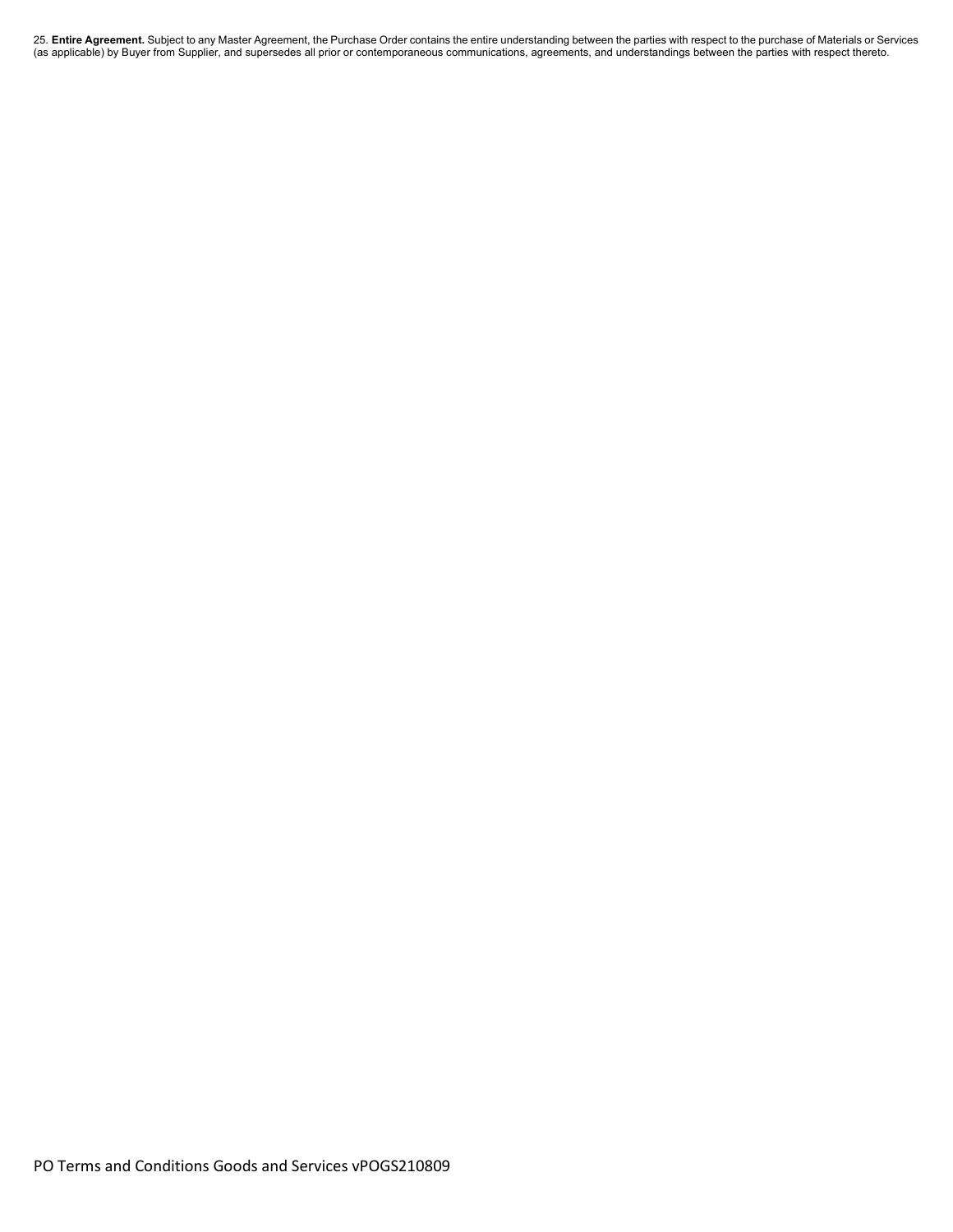25. **Entire Agreement.** Subject to any Master Agreement, the Purchase Order contains the entire understanding between the parties with respect to the purchase of Materials or Services (as applicable) by Buyer from Supplier, and supersedes all prior or contemporaneous communications, agreements, and understandings between the parties with respect thereto.